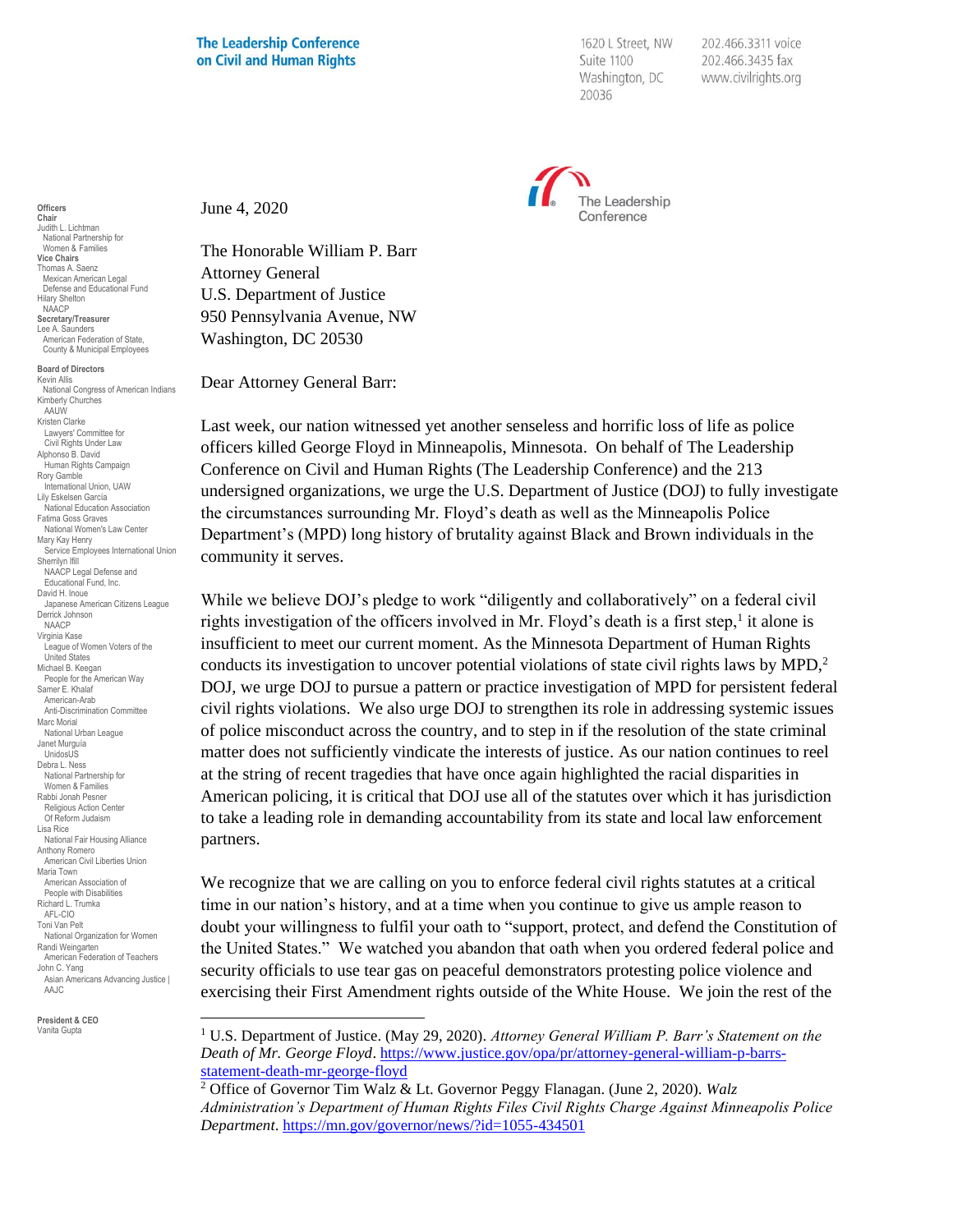**The Leadership Conference on Civil and Human Rights**

1620 L Street, NW
Suite 1100
Washington, DC
20036

202.466.3311 voice
202.466.3435 fax
www.civilrights.org

The Leadership Conference

**Officers**
**Chair**
Judith L. Lichtman
National Partnership for Women & Families
**Vice Chairs**
Thomas A. Saenz
Mexican American Legal Defense and Educational Fund
Hilary Shelton
NAACP
**Secretary/Treasurer**
Lee A. Saunders
American Federation of State, County & Municipal Employees

**Board of Directors**
Kevin Allis
National Congress of American Indians
Kimberly Churches
AAUW
Kristen Clarke
Lawyers' Committee for Civil Rights Under Law
Alphonso B. David
Human Rights Campaign
Rory Gamble
International Union, UAW
Lily Eskelsen García
National Education Association
Fatima Goss Graves
National Women's Law Center
Mary Kay Henry
Service Employees International Union
Sherrilyn Ifill
NAACP Legal Defense and Educational Fund, Inc.
David H. Inoue
Japanese American Citizens League
Derrick Johnson
NAACP
Virginia Kase
League of Women Voters of the United States
Michael B. Keegan
People for the American Way
Samer E. Khalaf
American-Arab Anti-Discrimination Committee
Marc Morial
National Urban League
Janet Murguía
UnidosUS
Debra L. Ness
National Partnership for Women & Families
Rabbi Jonah Pesner
Religious Action Center Of Reform Judaism
Lisa Rice
National Fair Housing Alliance
Anthony Romero
American Civil Liberties Union
Maria Town
American Association of People with Disabilities
Richard L. Trumka
AFL-CIO
Toni Van Pelt
National Organization for Women
Randi Weingarten
American Federation of Teachers
John C. Yang
Asian Americans Advancing Justice | AAJC

**President & CEO**
Vanita Gupta

June 4, 2020

The Honorable William P. Barr
Attorney General
U.S. Department of Justice
950 Pennsylvania Avenue, NW
Washington, DC 20530

Dear Attorney General Barr:

Last week, our nation witnessed yet another senseless and horrific loss of life as police officers killed George Floyd in Minneapolis, Minnesota. On behalf of The Leadership Conference on Civil and Human Rights (The Leadership Conference) and the 213 undersigned organizations, we urge the U.S. Department of Justice (DOJ) to fully investigate the circumstances surrounding Mr. Floyd's death as well as the Minneapolis Police Department's (MPD) long history of brutality against Black and Brown individuals in the community it serves.

While we believe DOJ's pledge to work "diligently and collaboratively" on a federal civil rights investigation of the officers involved in Mr. Floyd's death is a first step,[1] it alone is insufficient to meet our current moment. As the Minnesota Department of Human Rights conducts its investigation to uncover potential violations of state civil rights laws by MPD,[2] DOJ, we urge DOJ to pursue a pattern or practice investigation of MPD for persistent federal civil rights violations. We also urge DOJ to strengthen its role in addressing systemic issues of police misconduct across the country, and to step in if the resolution of the state criminal matter does not sufficiently vindicate the interests of justice. As our nation continues to reel at the string of recent tragedies that have once again highlighted the racial disparities in American policing, it is critical that DOJ use all of the statutes over which it has jurisdiction to take a leading role in demanding accountability from its state and local law enforcement partners.

We recognize that we are calling on you to enforce federal civil rights statutes at a critical time in our nation's history, and at a time when you continue to give us ample reason to doubt your willingness to fulfil your oath to "support, protect, and defend the Constitution of the United States." We watched you abandon that oath when you ordered federal police and security officials to use tear gas on peaceful demonstrators protesting police violence and exercising their First Amendment rights outside of the White House. We join the rest of the

[1] U.S. Department of Justice. (May 29, 2020). *Attorney General William P. Barr's Statement on the Death of Mr. George Floyd*. https://www.justice.gov/opa/pr/attorney-general-william-p-barrs-statement-death-mr-george-floyd

[2] Office of Governor Tim Walz & Lt. Governor Peggy Flanagan. (June 2, 2020). *Walz Administration's Department of Human Rights Files Civil Rights Charge Against Minneapolis Police Department*. https://mn.gov/governor/news/?id=1055-434501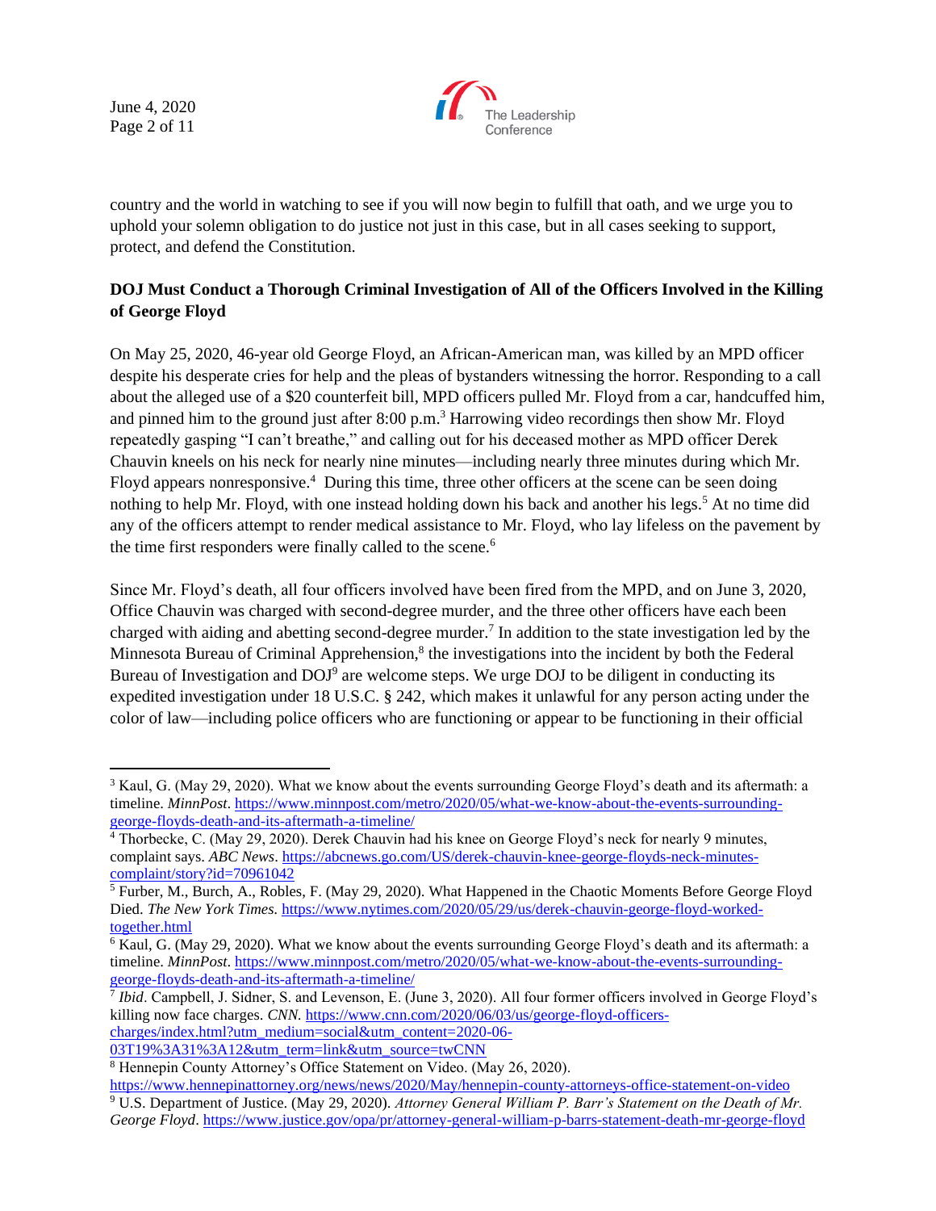country and the world in watching to see if you will now begin to fulfill that oath, and we urge you to uphold your solemn obligation to do justice not just in this case, but in all cases seeking to support, protect, and defend the Constitution.

**DOJ Must Conduct a Thorough Criminal Investigation of All of the Officers Involved in the Killing of George Floyd**

On May 25, 2020, 46-year old George Floyd, an African-American man, was killed by an MPD officer despite his desperate cries for help and the pleas of bystanders witnessing the horror. Responding to a call about the alleged use of a $20 counterfeit bill, MPD officers pulled Mr. Floyd from a car, handcuffed him, and pinned him to the ground just after 8:00 p.m.[3] Harrowing video recordings then show Mr. Floyd repeatedly gasping "I can't breathe," and calling out for his deceased mother as MPD officer Derek Chauvin kneels on his neck for nearly nine minutes—including nearly three minutes during which Mr. Floyd appears nonresponsive.[4] During this time, three other officers at the scene can be seen doing nothing to help Mr. Floyd, with one instead holding down his back and another his legs.[5] At no time did any of the officers attempt to render medical assistance to Mr. Floyd, who lay lifeless on the pavement by the time first responders were finally called to the scene.[6]

Since Mr. Floyd's death, all four officers involved have been fired from the MPD, and on June 3, 2020, Office Chauvin was charged with second-degree murder, and the three other officers have each been charged with aiding and abetting second-degree murder.[7] In addition to the state investigation led by the Minnesota Bureau of Criminal Apprehension,[8] the investigations into the incident by both the Federal Bureau of Investigation and DOJ[9] are welcome steps. We urge DOJ to be diligent in conducting its expedited investigation under 18 U.S.C. § 242, which makes it unlawful for any person acting under the color of law—including police officers who are functioning or appear to be functioning in their official

---

[3] Kaul, G. (May 29, 2020). What we know about the events surrounding George Floyd's death and its aftermath: a timeline. *MinnPost*. https://www.minnpost.com/metro/2020/05/what-we-know-about-the-events-surrounding-george-floyds-death-and-its-aftermath-a-timeline/

[4] Thorbecke, C. (May 29, 2020). Derek Chauvin had his knee on George Floyd's neck for nearly 9 minutes, complaint says. *ABC News*. https://abcnews.go.com/US/derek-chauvin-knee-george-floyds-neck-minutes-complaint/story?id=70961042

[5] Furber, M., Burch, A., Robles, F. (May 29, 2020). What Happened in the Chaotic Moments Before George Floyd Died. *The New York Times.* https://www.nytimes.com/2020/05/29/us/derek-chauvin-george-floyd-worked-together.html

[6] Kaul, G. (May 29, 2020). What we know about the events surrounding George Floyd's death and its aftermath: a timeline. *MinnPost*. https://www.minnpost.com/metro/2020/05/what-we-know-about-the-events-surrounding-george-floyds-death-and-its-aftermath-a-timeline/

[7] *Ibid*. Campbell, J. Sidner, S. and Levenson, E. (June 3, 2020). All four former officers involved in George Floyd's killing now face charges. *CNN.* https://www.cnn.com/2020/06/03/us/george-floyd-officers-charges/index.html?utm_medium=social&utm_content=2020-06-03T19%3A31%3A12&utm_term=link&utm_source=twCNN

[8] Hennepin County Attorney's Office Statement on Video. (May 26, 2020). https://www.hennepinattorney.org/news/news/2020/May/hennepin-county-attorneys-office-statement-on-video

[9] U.S. Department of Justice. (May 29, 2020). *Attorney General William P. Barr's Statement on the Death of Mr. George Floyd*. https://www.justice.gov/opa/pr/attorney-general-william-p-barrs-statement-death-mr-george-floyd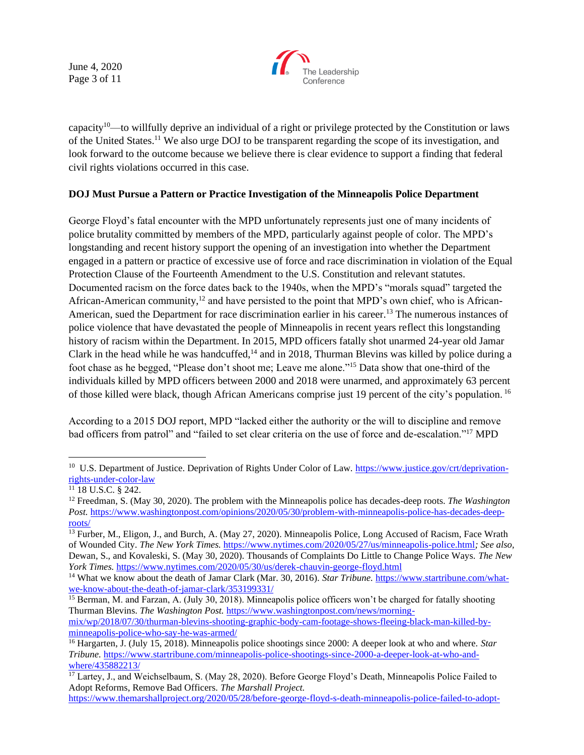capacity[10]—to willfully deprive an individual of a right or privilege protected by the Constitution or laws of the United States.[11] We also urge DOJ to be transparent regarding the scope of its investigation, and look forward to the outcome because we believe there is clear evidence to support a finding that federal civil rights violations occurred in this case.

**DOJ Must Pursue a Pattern or Practice Investigation of the Minneapolis Police Department**

George Floyd's fatal encounter with the MPD unfortunately represents just one of many incidents of police brutality committed by members of the MPD, particularly against people of color. The MPD's longstanding and recent history support the opening of an investigation into whether the Department engaged in a pattern or practice of excessive use of force and race discrimination in violation of the Equal Protection Clause of the Fourteenth Amendment to the U.S. Constitution and relevant statutes. Documented racism on the force dates back to the 1940s, when the MPD's "morals squad" targeted the African-American community,[12] and have persisted to the point that MPD's own chief, who is African-American, sued the Department for race discrimination earlier in his career.[13] The numerous instances of police violence that have devastated the people of Minneapolis in recent years reflect this longstanding history of racism within the Department. In 2015, MPD officers fatally shot unarmed 24-year old Jamar Clark in the head while he was handcuffed,[14] and in 2018, Thurman Blevins was killed by police during a foot chase as he begged, "Please don't shoot me; Leave me alone."[15] Data show that one-third of the individuals killed by MPD officers between 2000 and 2018 were unarmed, and approximately 63 percent of those killed were black, though African Americans comprise just 19 percent of the city's population.[16]

According to a 2015 DOJ report, MPD "lacked either the authority or the will to discipline and remove bad officers from patrol" and "failed to set clear criteria on the use of force and de-escalation."[17] MPD

---

[10] U.S. Department of Justice. Deprivation of Rights Under Color of Law. https://www.justice.gov/crt/deprivation-rights-under-color-law

[11] 18 U.S.C. § 242.

[12] Freedman, S. (May 30, 2020). The problem with the Minneapolis police has decades-deep roots. *The Washington Post.* https://www.washingtonpost.com/opinions/2020/05/30/problem-with-minneapolis-police-has-decades-deep-roots/

[13] Furber, M., Eligon, J., and Burch, A. (May 27, 2020). Minneapolis Police, Long Accused of Racism, Face Wrath of Wounded City. *The New York Times.* https://www.nytimes.com/2020/05/27/us/minneapolis-police.html; *See also,* Dewan, S., and Kovaleski, S. (May 30, 2020). Thousands of Complaints Do Little to Change Police Ways. *The New York Times.* https://www.nytimes.com/2020/05/30/us/derek-chauvin-george-floyd.html

[14] What we know about the death of Jamar Clark (Mar. 30, 2016). *Star Tribune.* https://www.startribune.com/what-we-know-about-the-death-of-jamar-clark/353199331/

[15] Berman, M. and Farzan, A. (July 30, 2018). Minneapolis police officers won't be charged for fatally shooting Thurman Blevins. *The Washington Post.* https://www.washingtonpost.com/news/morning-mix/wp/2018/07/30/thurman-blevins-shooting-graphic-body-cam-footage-shows-fleeing-black-man-killed-by-minneapolis-police-who-say-he-was-armed/

[16] Hargarten, J. (July 15, 2018). Minneapolis police shootings since 2000: A deeper look at who and where. *Star Tribune.* https://www.startribune.com/minneapolis-police-shootings-since-2000-a-deeper-look-at-who-and-where/435882213/

[17] Lartey, J., and Weichselbaum, S. (May 28, 2020). Before George Floyd's Death, Minneapolis Police Failed to Adopt Reforms, Remove Bad Officers. *The Marshall Project.* https://www.themarshallproject.org/2020/05/28/before-george-floyd-s-death-minneapolis-police-failed-to-adopt-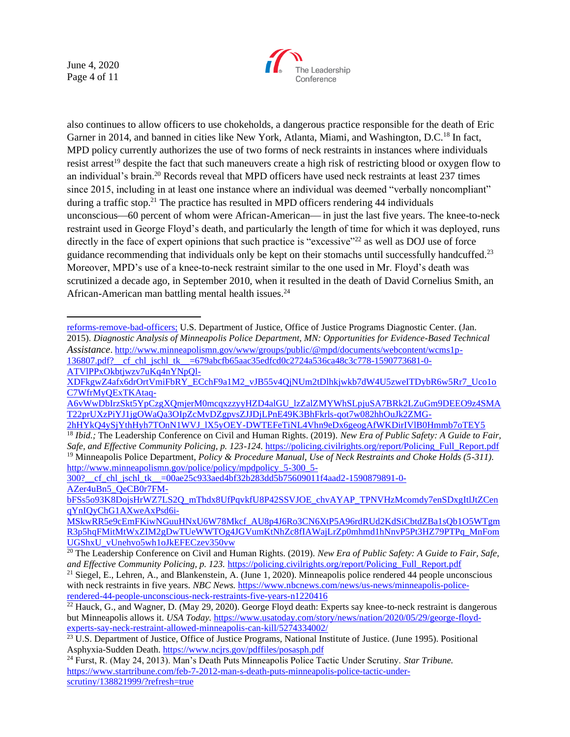also continues to allow officers to use chokeholds, a dangerous practice responsible for the death of Eric Garner in 2014, and banned in cities like New York, Atlanta, Miami, and Washington, D.C.[18] In fact, MPD policy currently authorizes the use of two forms of neck restraints in instances where individuals resist arrest[19] despite the fact that such maneuvers create a high risk of restricting blood or oxygen flow to an individual's brain.[20] Records reveal that MPD officers have used neck restraints at least 237 times since 2015, including in at least one instance where an individual was deemed "verbally noncompliant" during a traffic stop.[21] The practice has resulted in MPD officers rendering 44 individuals unconscious—60 percent of whom were African-American— in just the last five years. The knee-to-neck restraint used in George Floyd's death, and particularly the length of time for which it was deployed, runs directly in the face of expert opinions that such practice is "excessive"[22] as well as DOJ use of force guidance recommending that individuals only be kept on their stomachs until successfully handcuffed.[23] Moreover, MPD's use of a knee-to-neck restraint similar to the one used in Mr. Floyd's death was scrutinized a decade ago, in September 2010, when it resulted in the death of David Cornelius Smith, an African-American man battling mental health issues.[24]

---

reforms-remove-bad-officers; U.S. Department of Justice, Office of Justice Programs Diagnostic Center. (Jan. 2015). *Diagnostic Analysis of Minneapolis Police Department, MN: Opportunities for Evidence-Based Technical Assistance*. http://www.minneapolismn.gov/www/groups/public/@mpd/documents/webcontent/wcms1p-136807.pdf?__cf_chl_jschl_tk__=679abcfb65aac35edfcd0c2724a536ca48c3c778-1590773681-0-ATVlPPxOkbtjwzv7uKq4nYNpQl-XDFkgwZ4afx6drOrtVmiFbRY_ECchF9a1M2_vJB55v4QjNUm2tDlhkjwkb7dW4U5zweITDybR6w5Rr7_Uco1oC7WfrMyQExTKAtaq-A6vWwDbIrzSkt5YpCzgXQmjerM0mcqxzzyyHZD4alGU_lzZalZMYWhSLpjuSA7BRk2LZuGm9DEEO9z4SMAT22prUXzPiYJ1jgOWaQa3OIpZcMvDZgpvsZJJDjLPnE49K3BhFkrls-qot7w082hhOuJk2ZMG-2hHYkQ4ySjYthHyh7TOnN1WVJ_lX5yOEY-DWTEFeTiNL4Vhn9eDx6geogAfWKDirIVlB0Hmmb7oTEY5

[18] *Ibid.;* The Leadership Conference on Civil and Human Rights. (2019). *New Era of Public Safety: A Guide to Fair, Safe, and Effective Community Policing, p. 123-124.* https://policing.civilrights.org/report/Policing_Full_Report.pdf

[19] Minneapolis Police Department, *Policy & Procedure Manual, Use of Neck Restraints and Choke Holds (5-311).* http://www.minneapolismn.gov/police/policy/mpdpolicy_5-300_5-300?__cf_chl_jschl_tk__=00ae25c933aed4bf32b283dd5b75609011f4aad2-1590879891-0-AZer4uBn5_QeCB0r7FM-bFSs5o93K8DojsHrWZ7LS2Q_mThdx8UfPqvkfU8P42SSVJOE_chvAYAP_TPNVHzMcomdy7enSDxgItlJtZCenqYnIQyChG1AXweAxPsd6i-MSkwRR5e9cEmFKiwNGuuHNxU6W78Mkcf_AU8p4J6Ro3CN6XtP5A96rdRUd2KdSiCbtdZBa1sQb1O5WTgmR3p5hqFMitMtWxZIM2gDwTUeWWTOg4JGVumKtNhZc8fIAWajLrZp0mhmd1hNnvP5Pt3HZ79PTPq_MnFomUGShxU_vUnehvo5wh1oJkEFECzev350vw

[20] The Leadership Conference on Civil and Human Rights. (2019). *New Era of Public Safety: A Guide to Fair, Safe, and Effective Community Policing, p. 123.* https://policing.civilrights.org/report/Policing_Full_Report.pdf

[21] Siegel, E., Lehren, A., and Blankenstein, A. (June 1, 2020). Minneapolis police rendered 44 people unconscious with neck restraints in five years. *NBC News.* https://www.nbcnews.com/news/us-news/minneapolis-police-rendered-44-people-unconscious-neck-restraints-five-years-n1220416

[22] Hauck, G., and Wagner, D. (May 29, 2020). George Floyd death: Experts say knee-to-neck restraint is dangerous but Minneapolis allows it. *USA Today.* https://www.usatoday.com/story/news/nation/2020/05/29/george-floyd-experts-say-neck-restraint-allowed-minneapolis-can-kill/5274334002/

[23] U.S. Department of Justice, Office of Justice Programs, National Institute of Justice. (June 1995). Positional Asphyxia-Sudden Death. https://www.ncjrs.gov/pdffiles/posasph.pdf

[24] Furst, R. (May 24, 2013). Man's Death Puts Minneapolis Police Tactic Under Scrutiny. *Star Tribune.* https://www.startribune.com/feb-7-2012-man-s-death-puts-minneapolis-police-tactic-under-scrutiny/138821999/?refresh=true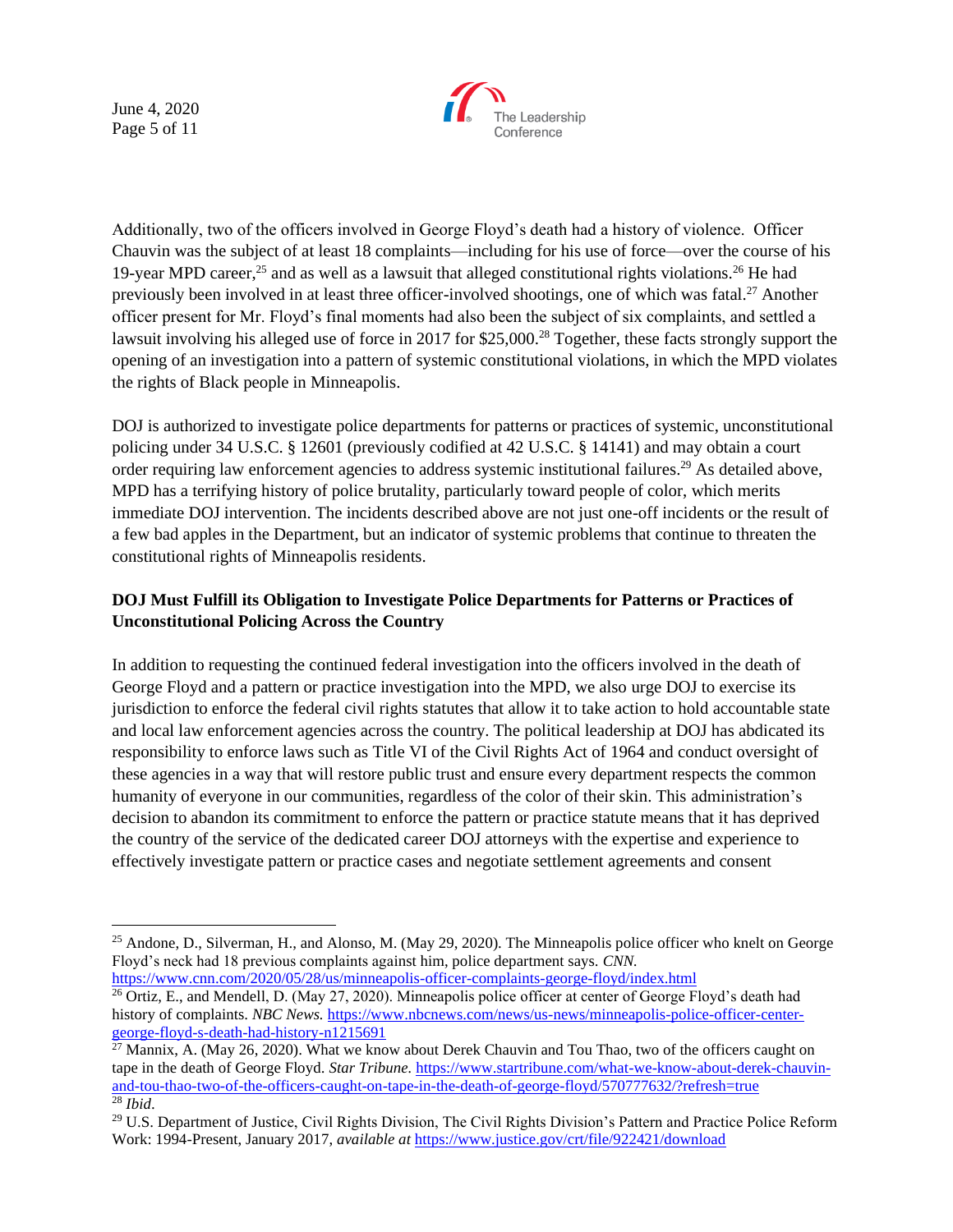Additionally, two of the officers involved in George Floyd's death had a history of violence. Officer Chauvin was the subject of at least 18 complaints—including for his use of force—over the course of his 19-year MPD career,[25] and as well as a lawsuit that alleged constitutional rights violations.[26] He had previously been involved in at least three officer-involved shootings, one of which was fatal.[27] Another officer present for Mr. Floyd's final moments had also been the subject of six complaints, and settled a lawsuit involving his alleged use of force in 2017 for $25,000.[28] Together, these facts strongly support the opening of an investigation into a pattern of systemic constitutional violations, in which the MPD violates the rights of Black people in Minneapolis.

DOJ is authorized to investigate police departments for patterns or practices of systemic, unconstitutional policing under 34 U.S.C. § 12601 (previously codified at 42 U.S.C. § 14141) and may obtain a court order requiring law enforcement agencies to address systemic institutional failures.[29] As detailed above, MPD has a terrifying history of police brutality, particularly toward people of color, which merits immediate DOJ intervention. The incidents described above are not just one-off incidents or the result of a few bad apples in the Department, but an indicator of systemic problems that continue to threaten the constitutional rights of Minneapolis residents.

**DOJ Must Fulfill its Obligation to Investigate Police Departments for Patterns or Practices of Unconstitutional Policing Across the Country**

In addition to requesting the continued federal investigation into the officers involved in the death of George Floyd and a pattern or practice investigation into the MPD, we also urge DOJ to exercise its jurisdiction to enforce the federal civil rights statutes that allow it to take action to hold accountable state and local law enforcement agencies across the country. The political leadership at DOJ has abdicated its responsibility to enforce laws such as Title VI of the Civil Rights Act of 1964 and conduct oversight of these agencies in a way that will restore public trust and ensure every department respects the common humanity of everyone in our communities, regardless of the color of their skin. This administration's decision to abandon its commitment to enforce the pattern or practice statute means that it has deprived the country of the service of the dedicated career DOJ attorneys with the expertise and experience to effectively investigate pattern or practice cases and negotiate settlement agreements and consent

---

[25] Andone, D., Silverman, H., and Alonso, M. (May 29, 2020). The Minneapolis police officer who knelt on George Floyd's neck had 18 previous complaints against him, police department says. *CNN.* https://www.cnn.com/2020/05/28/us/minneapolis-officer-complaints-george-floyd/index.html

[26] Ortiz, E., and Mendell, D. (May 27, 2020). Minneapolis police officer at center of George Floyd's death had history of complaints. *NBC News.* https://www.nbcnews.com/news/us-news/minneapolis-police-officer-center-george-floyd-s-death-had-history-n1215691

[27] Mannix, A. (May 26, 2020). What we know about Derek Chauvin and Tou Thao, two of the officers caught on tape in the death of George Floyd. *Star Tribune.* https://www.startribune.com/what-we-know-about-derek-chauvin-and-tou-thao-two-of-the-officers-caught-on-tape-in-the-death-of-george-floyd/570777632/?refresh=true

[28] *Ibid.*

[29] U.S. Department of Justice, Civil Rights Division, The Civil Rights Division's Pattern and Practice Police Reform Work: 1994-Present, January 2017, *available at* https://www.justice.gov/crt/file/922421/download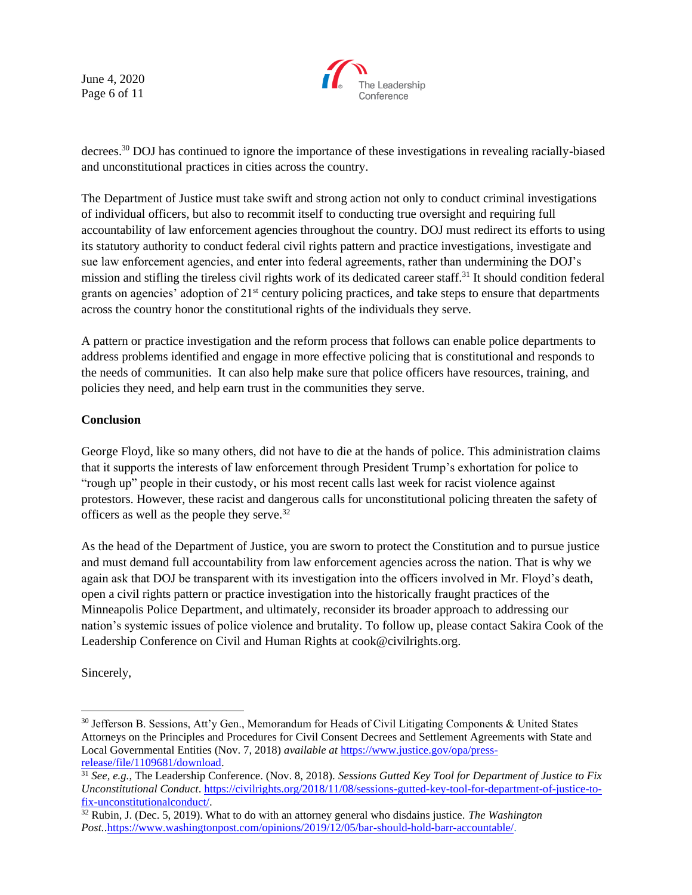decrees.[30] DOJ has continued to ignore the importance of these investigations in revealing racially-biased and unconstitutional practices in cities across the country.

The Department of Justice must take swift and strong action not only to conduct criminal investigations of individual officers, but also to recommit itself to conducting true oversight and requiring full accountability of law enforcement agencies throughout the country. DOJ must redirect its efforts to using its statutory authority to conduct federal civil rights pattern and practice investigations, investigate and sue law enforcement agencies, and enter into federal agreements, rather than undermining the DOJ's mission and stifling the tireless civil rights work of its dedicated career staff.[31] It should condition federal grants on agencies' adoption of 21st century policing practices, and take steps to ensure that departments across the country honor the constitutional rights of the individuals they serve.

A pattern or practice investigation and the reform process that follows can enable police departments to address problems identified and engage in more effective policing that is constitutional and responds to the needs of communities. It can also help make sure that police officers have resources, training, and policies they need, and help earn trust in the communities they serve.

**Conclusion**

George Floyd, like so many others, did not have to die at the hands of police. This administration claims that it supports the interests of law enforcement through President Trump's exhortation for police to "rough up" people in their custody, or his most recent calls last week for racist violence against protestors. However, these racist and dangerous calls for unconstitutional policing threaten the safety of officers as well as the people they serve.[32]

As the head of the Department of Justice, you are sworn to protect the Constitution and to pursue justice and must demand full accountability from law enforcement agencies across the nation. That is why we again ask that DOJ be transparent with its investigation into the officers involved in Mr. Floyd's death, open a civil rights pattern or practice investigation into the historically fraught practices of the Minneapolis Police Department, and ultimately, reconsider its broader approach to addressing our nation's systemic issues of police violence and brutality. To follow up, please contact Sakira Cook of the Leadership Conference on Civil and Human Rights at cook@civilrights.org.

Sincerely,

---

[30] Jefferson B. Sessions, Att'y Gen., Memorandum for Heads of Civil Litigating Components & United States Attorneys on the Principles and Procedures for Civil Consent Decrees and Settlement Agreements with State and Local Governmental Entities (Nov. 7, 2018) *available at* https://www.justice.gov/opa/press-release/file/1109681/download.

[31] *See, e.g.*, The Leadership Conference. (Nov. 8, 2018). *Sessions Gutted Key Tool for Department of Justice to Fix Unconstitutional Conduct*. https://civilrights.org/2018/11/08/sessions-gutted-key-tool-for-department-of-justice-to-fix-unconstitutionalconduct/.

[32] Rubin, J. (Dec. 5, 2019). What to do with an attorney general who disdains justice. *The Washington Post*..https://www.washingtonpost.com/opinions/2019/12/05/bar-should-hold-barr-accountable/.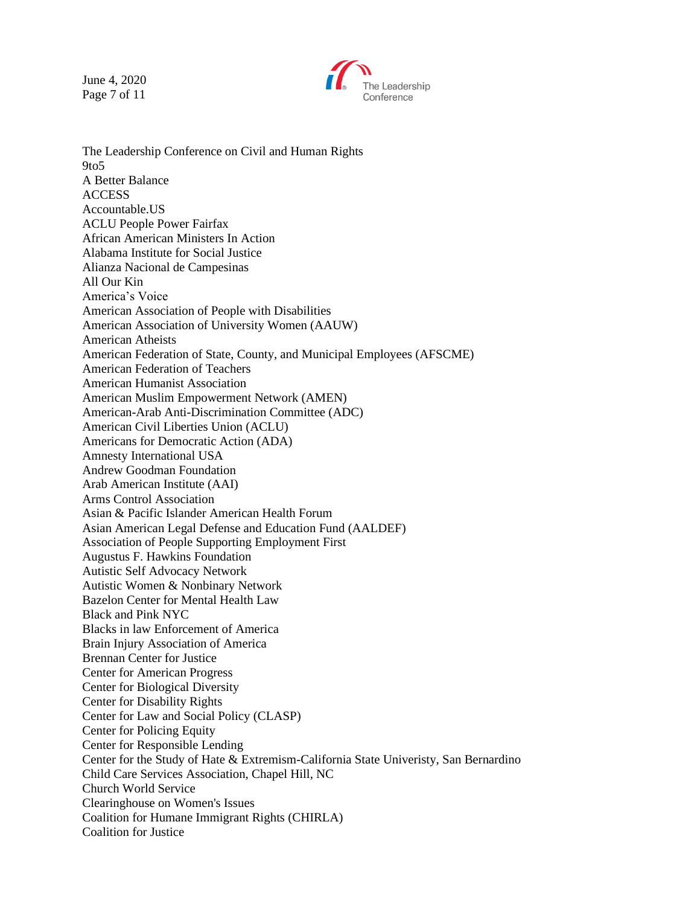The Leadership Conference on Civil and Human Rights
9to5
A Better Balance
ACCESS
Accountable.US
ACLU People Power Fairfax
African American Ministers In Action
Alabama Institute for Social Justice
Alianza Nacional de Campesinas
All Our Kin
America's Voice
American Association of People with Disabilities
American Association of University Women (AAUW)
American Atheists
American Federation of State, County, and Municipal Employees (AFSCME)
American Federation of Teachers
American Humanist Association
American Muslim Empowerment Network (AMEN)
American-Arab Anti-Discrimination Committee (ADC)
American Civil Liberties Union (ACLU)
Americans for Democratic Action (ADA)
Amnesty International USA
Andrew Goodman Foundation
Arab American Institute (AAI)
Arms Control Association
Asian & Pacific Islander American Health Forum
Asian American Legal Defense and Education Fund (AALDEF)
Association of People Supporting Employment First
Augustus F. Hawkins Foundation
Autistic Self Advocacy Network
Autistic Women & Nonbinary Network
Bazelon Center for Mental Health Law
Black and Pink NYC
Blacks in law Enforcement of America
Brain Injury Association of America
Brennan Center for Justice
Center for American Progress
Center for Biological Diversity
Center for Disability Rights
Center for Law and Social Policy (CLASP)
Center for Policing Equity
Center for Responsible Lending
Center for the Study of Hate & Extremism-California State Univeristy, San Bernardino
Child Care Services Association, Chapel Hill, NC
Church World Service
Clearinghouse on Women's Issues
Coalition for Humane Immigrant Rights (CHIRLA)
Coalition for Justice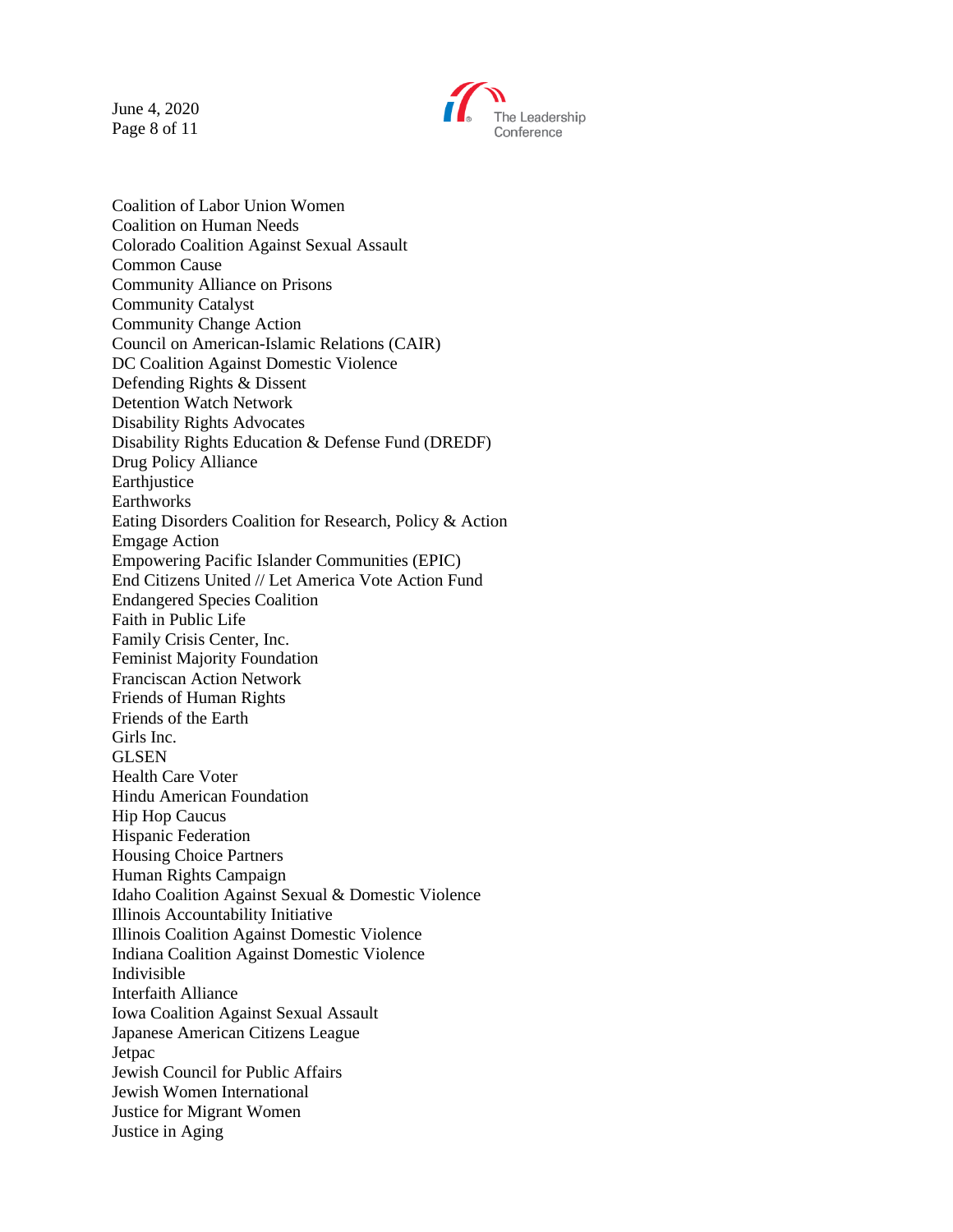Coalition of Labor Union Women
Coalition on Human Needs
Colorado Coalition Against Sexual Assault
Common Cause
Community Alliance on Prisons
Community Catalyst
Community Change Action
Council on American-Islamic Relations (CAIR)
DC Coalition Against Domestic Violence
Defending Rights & Dissent
Detention Watch Network
Disability Rights Advocates
Disability Rights Education & Defense Fund (DREDF)
Drug Policy Alliance
Earthjustice
Earthworks
Eating Disorders Coalition for Research, Policy & Action
Emgage Action
Empowering Pacific Islander Communities (EPIC)
End Citizens United // Let America Vote Action Fund
Endangered Species Coalition
Faith in Public Life
Family Crisis Center, Inc.
Feminist Majority Foundation
Franciscan Action Network
Friends of Human Rights
Friends of the Earth
Girls Inc.
GLSEN
Health Care Voter
Hindu American Foundation
Hip Hop Caucus
Hispanic Federation
Housing Choice Partners
Human Rights Campaign
Idaho Coalition Against Sexual & Domestic Violence
Illinois Accountability Initiative
Illinois Coalition Against Domestic Violence
Indiana Coalition Against Domestic Violence
Indivisible
Interfaith Alliance
Iowa Coalition Against Sexual Assault
Japanese American Citizens League
Jetpac
Jewish Council for Public Affairs
Jewish Women International
Justice for Migrant Women
Justice in Aging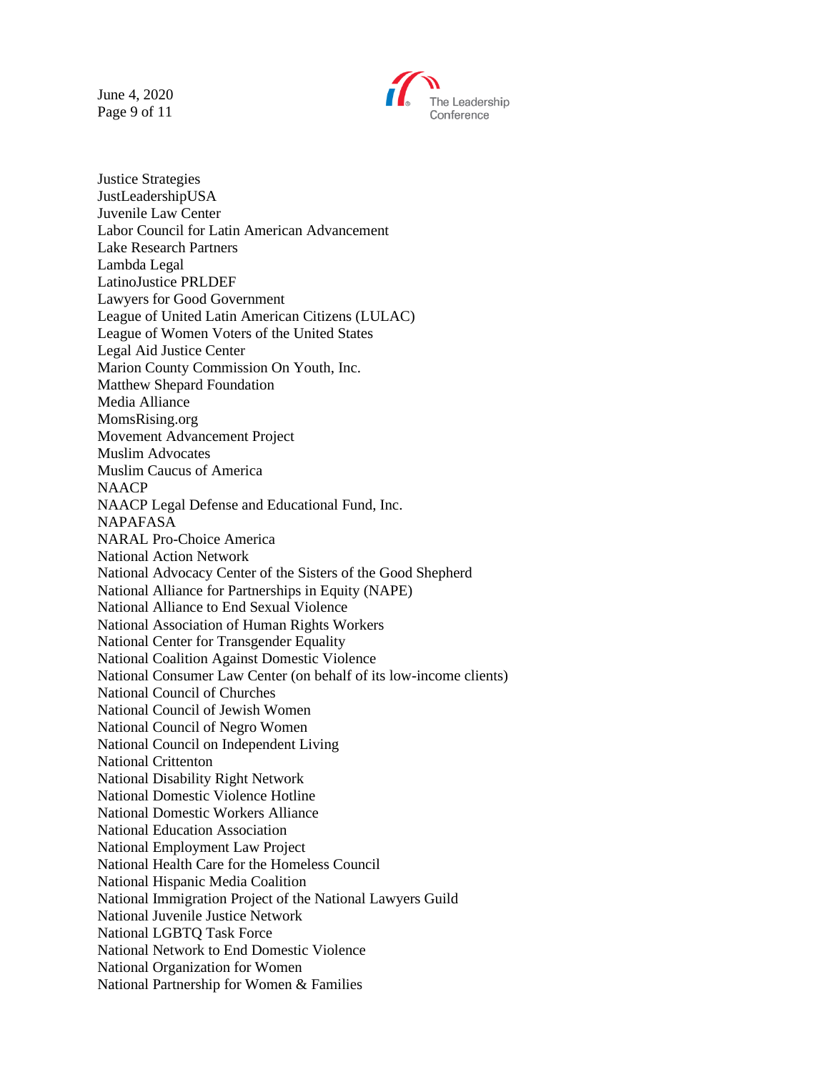Justice Strategies
JustLeadershipUSA
Juvenile Law Center
Labor Council for Latin American Advancement
Lake Research Partners
Lambda Legal
LatinoJustice PRLDEF
Lawyers for Good Government
League of United Latin American Citizens (LULAC)
League of Women Voters of the United States
Legal Aid Justice Center
Marion County Commission On Youth, Inc.
Matthew Shepard Foundation
Media Alliance
MomsRising.org
Movement Advancement Project
Muslim Advocates
Muslim Caucus of America
NAACP
NAACP Legal Defense and Educational Fund, Inc.
NAPAFASA
NARAL Pro-Choice America
National Action Network
National Advocacy Center of the Sisters of the Good Shepherd
National Alliance for Partnerships in Equity (NAPE)
National Alliance to End Sexual Violence
National Association of Human Rights Workers
National Center for Transgender Equality
National Coalition Against Domestic Violence
National Consumer Law Center (on behalf of its low-income clients)
National Council of Churches
National Council of Jewish Women
National Council of Negro Women
National Council on Independent Living
National Crittenton
National Disability Right Network
National Domestic Violence Hotline
National Domestic Workers Alliance
National Education Association
National Employment Law Project
National Health Care for the Homeless Council
National Hispanic Media Coalition
National Immigration Project of the National Lawyers Guild
National Juvenile Justice Network
National LGBTQ Task Force
National Network to End Domestic Violence
National Organization for Women
National Partnership for Women & Families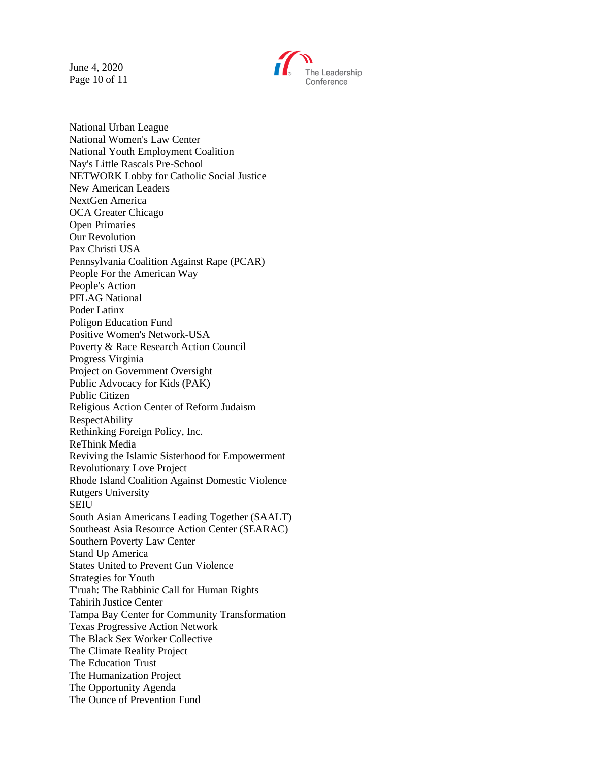National Urban League
National Women's Law Center
National Youth Employment Coalition
Nay's Little Rascals Pre-School
NETWORK Lobby for Catholic Social Justice
New American Leaders
NextGen America
OCA Greater Chicago
Open Primaries
Our Revolution
Pax Christi USA
Pennsylvania Coalition Against Rape (PCAR)
People For the American Way
People's Action
PFLAG National
Poder Latinx
Poligon Education Fund
Positive Women's Network-USA
Poverty & Race Research Action Council
Progress Virginia
Project on Government Oversight
Public Advocacy for Kids (PAK)
Public Citizen
Religious Action Center of Reform Judaism
RespectAbility
Rethinking Foreign Policy, Inc.
ReThink Media
Reviving the Islamic Sisterhood for Empowerment
Revolutionary Love Project
Rhode Island Coalition Against Domestic Violence
Rutgers University
SEIU
South Asian Americans Leading Together (SAALT)
Southeast Asia Resource Action Center (SEARAC)
Southern Poverty Law Center
Stand Up America
States United to Prevent Gun Violence
Strategies for Youth
T'ruah: The Rabbinic Call for Human Rights
Tahirih Justice Center
Tampa Bay Center for Community Transformation
Texas Progressive Action Network
The Black Sex Worker Collective
The Climate Reality Project
The Education Trust
The Humanization Project
The Opportunity Agenda
The Ounce of Prevention Fund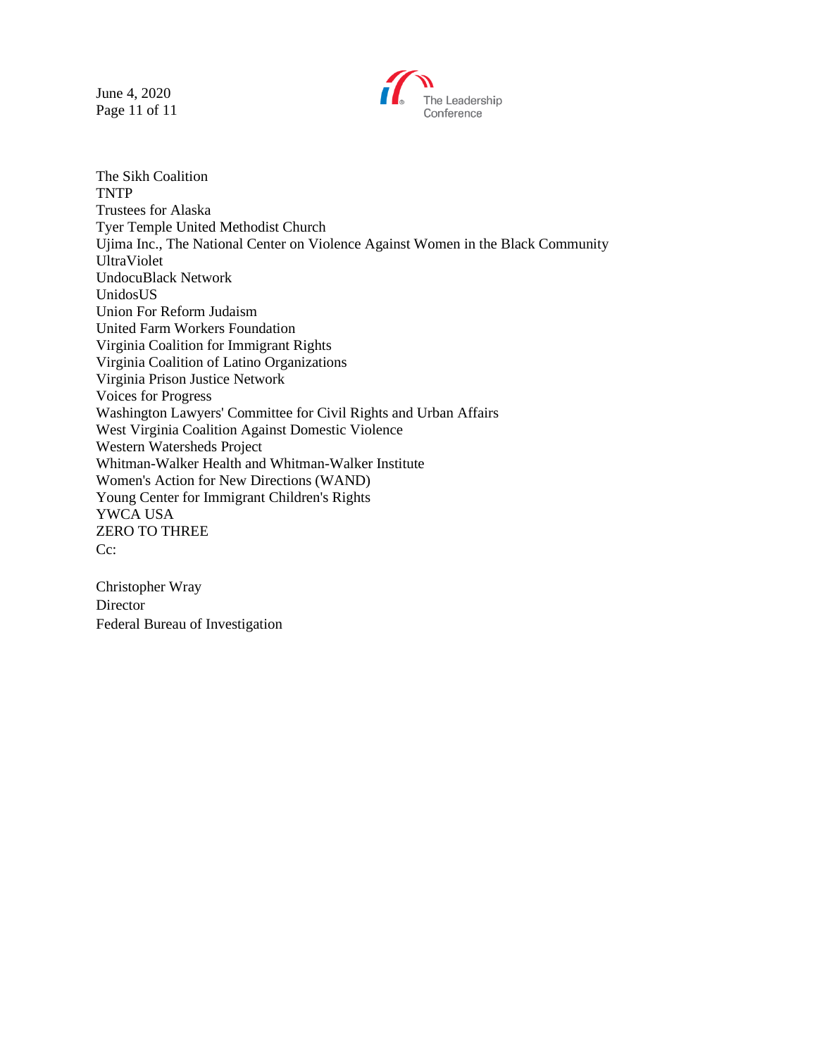The Sikh Coalition
TNTP
Trustees for Alaska
Tyer Temple United Methodist Church
Ujima Inc., The National Center on Violence Against Women in the Black Community
UltraViolet
UndocuBlack Network
UnidosUS
Union For Reform Judaism
United Farm Workers Foundation
Virginia Coalition for Immigrant Rights
Virginia Coalition of Latino Organizations
Virginia Prison Justice Network
Voices for Progress
Washington Lawyers' Committee for Civil Rights and Urban Affairs
West Virginia Coalition Against Domestic Violence
Western Watersheds Project
Whitman-Walker Health and Whitman-Walker Institute
Women's Action for New Directions (WAND)
Young Center for Immigrant Children's Rights
YWCA USA
ZERO TO THREE
Cc:

Christopher Wray
Director
Federal Bureau of Investigation